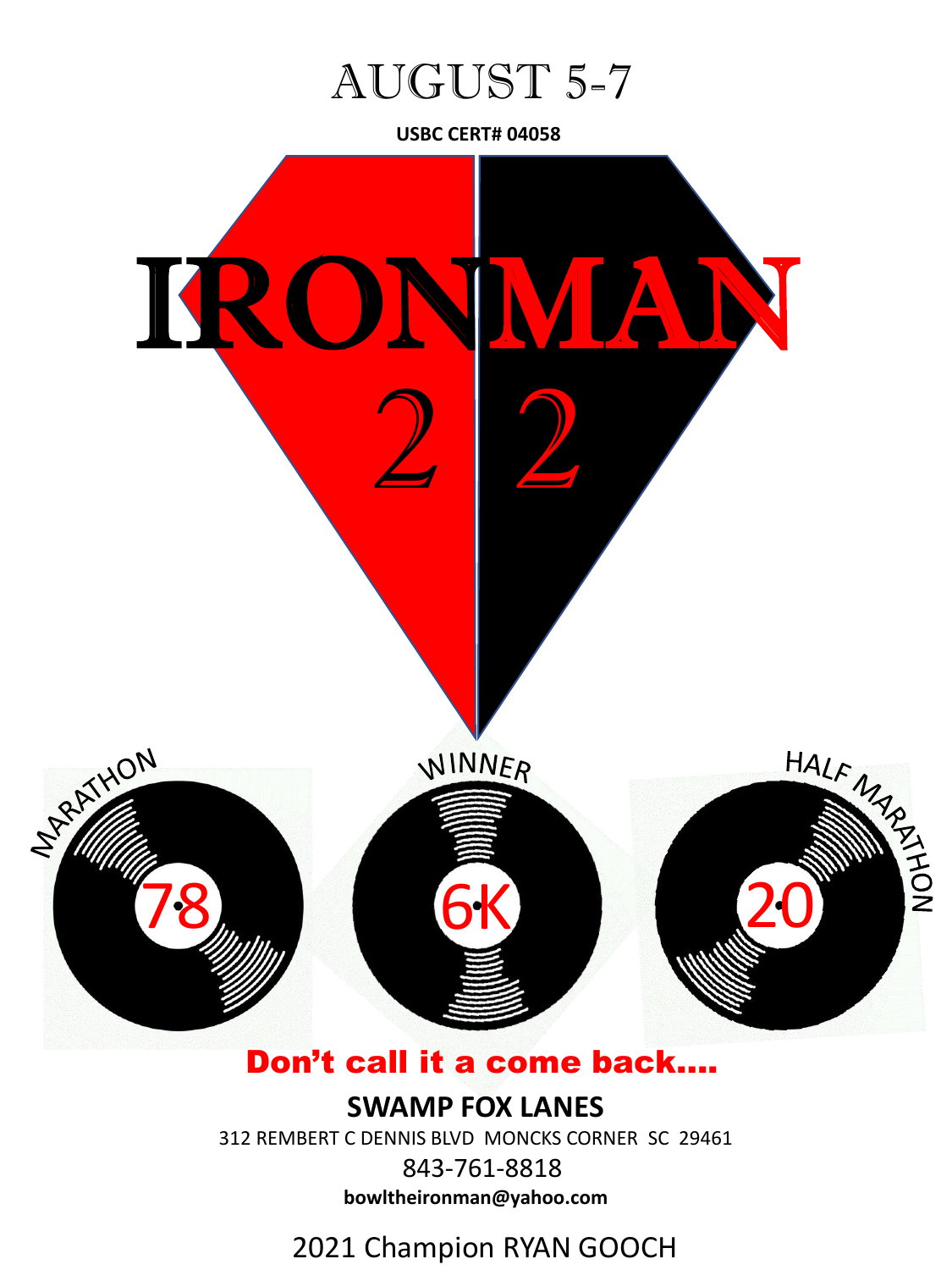# AUGUST 5-7

**USBC CERT# 04058**

# IRONMAN

# 22

MARATHON 78

WINNER 6K

HALF MARATHON 20

**Don't call it a come back….**

**SWAMP FOX LANES**

312 REMBERT C DENNIS BLVD MONCKS CORNER SC 29461

843-761-8818

**bowltheironman@yahoo.com**

2021 Champion RYAN GOOCH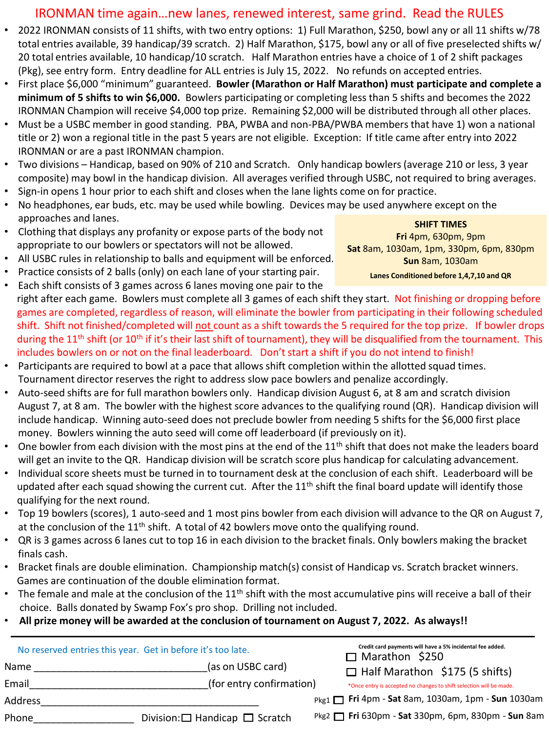# IRONMAN time again…new lanes, renewed interest, same grind. Read the RULES

- 2022 IRONMAN consists of 11 shifts, with two entry options: 1) Full Marathon, $250, bowl any or all 11 shifts w/78 total entries available, 39 handicap/39 scratch. 2) Half Marathon, $175, bowl any or all of five preselected shifts w/ 20 total entries available, 10 handicap/10 scratch. Half Marathon entries have a choice of 1 of 2 shift packages (Pkg), see entry form. Entry deadline for ALL entries is July 15, 2022. No refunds on accepted entries.
- First place $6,000 "minimum" guaranteed. **Bowler (Marathon or Half Marathon) must participate and complete a minimum of 5 shifts to win $6,000.** Bowlers participating or completing less than 5 shifts and becomes the 2022 IRONMAN Champion will receive $4,000 top prize. Remaining $2,000 will be distributed through all other places.
- Must be a USBC member in good standing. PBA, PWBA and non-PBA/PWBA members that have 1) won a national title or 2) won a regional title in the past 5 years are not eligible. Exception: If title came after entry into 2022 IRONMAN or are a past IRONMAN champion.
- Two divisions – Handicap, based on 90% of 210 and Scratch. Only handicap bowlers (average 210 or less, 3 year composite) may bowl in the handicap division. All averages verified through USBC, not required to bring averages.
- Sign-in opens 1 hour prior to each shift and closes when the lane lights come on for practice.
- No headphones, ear buds, etc. may be used while bowling. Devices may be used anywhere except on the approaches and lanes.
- Clothing that displays any profanity or expose parts of the body not appropriate to our bowlers or spectators will not be allowed.
- All USBC rules in relationship to balls and equipment will be enforced.
- Practice consists of 2 balls (only) on each lane of your starting pair.
- Each shift consists of 3 games across 6 lanes moving one pair to the right after each game. Bowlers must complete all 3 games of each shift they start. Not finishing or dropping before games are completed, regardless of reason, will eliminate the bowler from participating in their following scheduled shift. Shift not finished/completed will not count as a shift towards the 5 required for the top prize. If bowler drops during the 11th shift (or 10th if it's their last shift of tournament), they will be disqualified from the tournament. This includes bowlers on or not on the final leaderboard. Don't start a shift if you do not intend to finish!
- Participants are required to bowl at a pace that allows shift completion within the allotted squad times. Tournament director reserves the right to address slow pace bowlers and penalize accordingly.
- Auto-seed shifts are for full marathon bowlers only. Handicap division August 6, at 8 am and scratch division August 7, at 8 am. The bowler with the highest score advances to the qualifying round (QR). Handicap division will include handicap. Winning auto-seed does not preclude bowler from needing 5 shifts for the $6,000 first place money. Bowlers winning the auto seed will come off leaderboard (if previously on it).
- One bowler from each division with the most pins at the end of the 11th shift that does not make the leaders board will get an invite to the QR. Handicap division will be scratch score plus handicap for calculating advancement.
- Individual score sheets must be turned in to tournament desk at the conclusion of each shift. Leaderboard will be updated after each squad showing the current cut. After the 11th shift the final board update will identify those qualifying for the next round.
- Top 19 bowlers (scores), 1 auto-seed and 1 most pins bowler from each division will advance to the QR on August 7, at the conclusion of the 11th shift. A total of 42 bowlers move onto the qualifying round.
- QR is 3 games across 6 lanes cut to top 16 in each division to the bracket finals. Only bowlers making the bracket finals cash.
- Bracket finals are double elimination. Championship match(s) consist of Handicap vs. Scratch bracket winners. Games are continuation of the double elimination format.
- The female and male at the conclusion of the 11th shift with the most accumulative pins will receive a ball of their choice. Balls donated by Swamp Fox's pro shop. Drilling not included.
- **All prize money will be awarded at the conclusion of tournament on August 7, 2022. As always!!**

**SHIFT TIMES**
**Fri** 4pm, 630pm, 9pm
**Sat** 8am, 1030am, 1pm, 330pm, 6pm, 830pm
**Sun** 8am, 1030am
**Lanes Conditioned before 1,4,7,10 and QR**

---

No reserved entries this year. Get in before it's too late.

Name ________________________________(as on USBC card)

Email________________________________(for entry confirmation)

Address________________________________________

Phone__________________ Division: ☐ Handicap ☐ Scratch

Credit card payments will have a 5% incidental fee added.

☐ Marathon $250

☐ Half Marathon $175 (5 shifts)

*Once entry is accepted no changes to shift selection will be made.

Pkg1 ☐ **Fri** 4pm - **Sat** 8am, 1030am, 1pm - **Sun** 1030am

Pkg2 ☐ **Fri** 630pm - **Sat** 330pm, 6pm, 830pm - **Sun** 8am